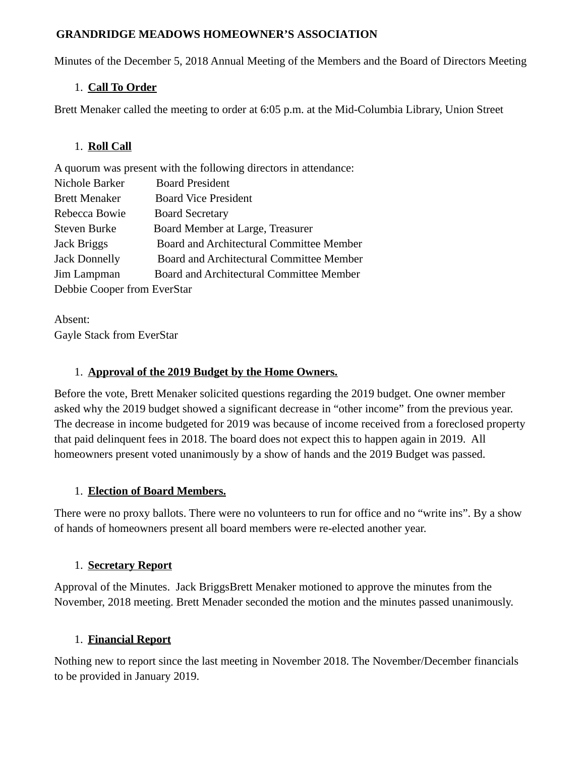**GRANDRIDGE MEADOWS HOMEOWNER'S ASSOCIATION**

Minutes of the December 5, 2018 Annual Meeting of the Members and the Board of Directors Meeting

1. **Call To Order**

Brett Menaker called the meeting to order at 6:05 p.m. at the Mid-Columbia Library, Union Street

1. **Roll Call**

A quorum was present with the following directors in attendance:
Nichole Barker Board President
Brett Menaker Board Vice President
Rebecca Bowie Board Secretary
Steven Burke Board Member at Large, Treasurer
Jack Briggs Board and Architectural Committee Member
Jack Donnelly Board and Architectural Committee Member
Jim Lampman Board and Architectural Committee Member
Debbie Cooper from EverStar

Absent:
Gayle Stack from EverStar

1. **Approval of the 2019 Budget by the Home Owners.**

Before the vote, Brett Menaker solicited questions regarding the 2019 budget. One owner member asked why the 2019 budget showed a significant decrease in "other income" from the previous year. The decrease in income budgeted for 2019 was because of income received from a foreclosed property that paid delinquent fees in 2018. The board does not expect this to happen again in 2019. All homeowners present voted unanimously by a show of hands and the 2019 Budget was passed.

1. **Election of Board Members.**

There were no proxy ballots. There were no volunteers to run for office and no "write ins". By a show of hands of homeowners present all board members were re-elected another year.

1. **Secretary Report**

Approval of the Minutes. Jack BriggsBrett Menaker motioned to approve the minutes from the November, 2018 meeting. Brett Menader seconded the motion and the minutes passed unanimously.

1. **Financial Report**

Nothing new to report since the last meeting in November 2018. The November/December financials to be provided in January 2019.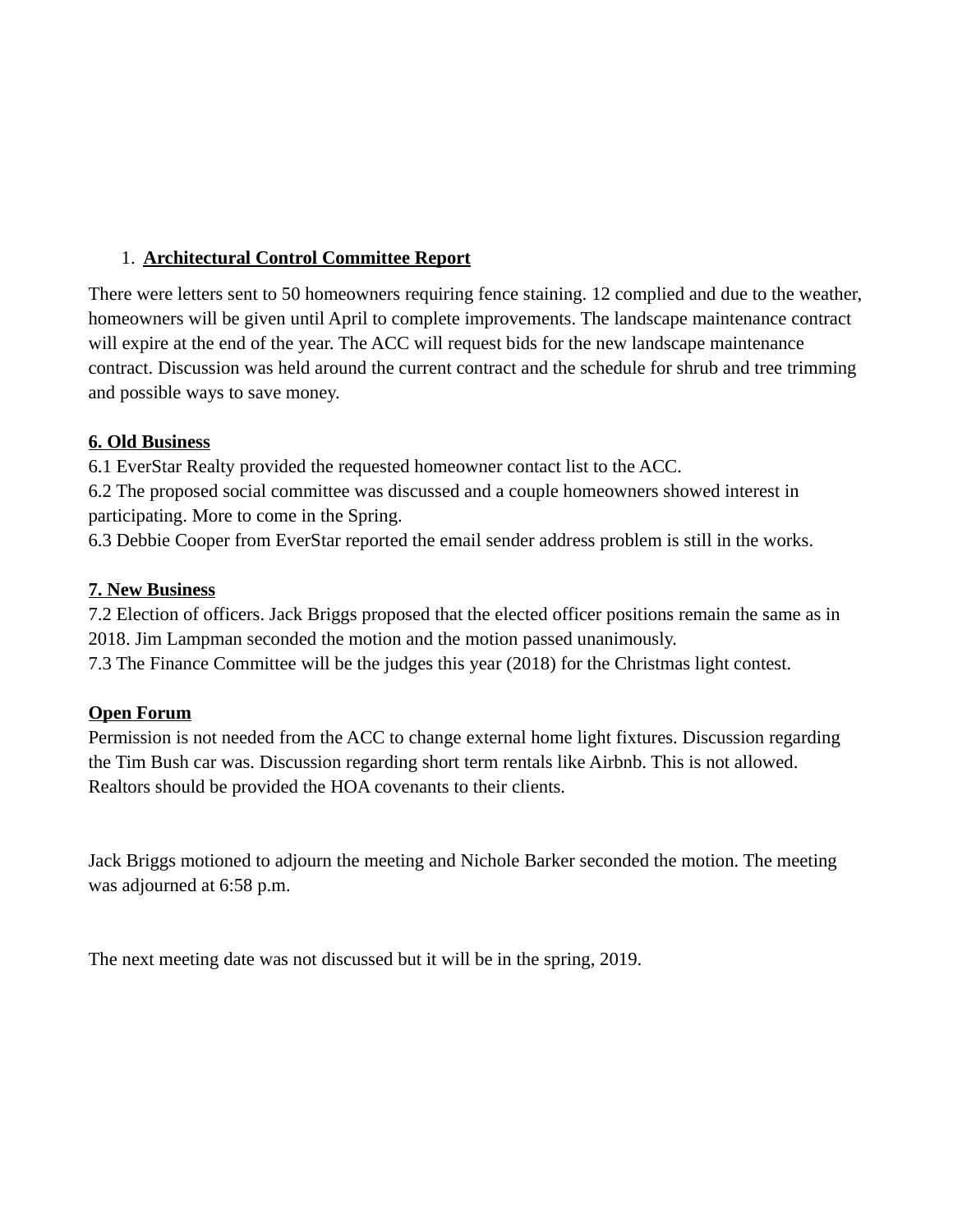1. **Architectural Control Committee Report**

There were letters sent to 50 homeowners requiring fence staining. 12 complied and due to the weather, homeowners will be given until April to complete improvements. The landscape maintenance contract will expire at the end of the year. The ACC will request bids for the new landscape maintenance contract. Discussion was held around the current contract and the schedule for shrub and tree trimming and possible ways to save money.

**6. Old Business**

6.1 EverStar Realty provided the requested homeowner contact list to the ACC.
6.2 The proposed social committee was discussed and a couple homeowners showed interest in participating. More to come in the Spring.
6.3 Debbie Cooper from EverStar reported the email sender address problem is still in the works.

**7. New Business**

7.2 Election of officers. Jack Briggs proposed that the elected officer positions remain the same as in 2018. Jim Lampman seconded the motion and the motion passed unanimously.
7.3 The Finance Committee will be the judges this year (2018) for the Christmas light contest.

**Open Forum**

Permission is not needed from the ACC to change external home light fixtures. Discussion regarding the Tim Bush car was. Discussion regarding short term rentals like Airbnb. This is not allowed. Realtors should be provided the HOA covenants to their clients.

Jack Briggs motioned to adjourn the meeting and Nichole Barker seconded the motion. The meeting was adjourned at 6:58 p.m.

The next meeting date was not discussed but it will be in the spring, 2019.